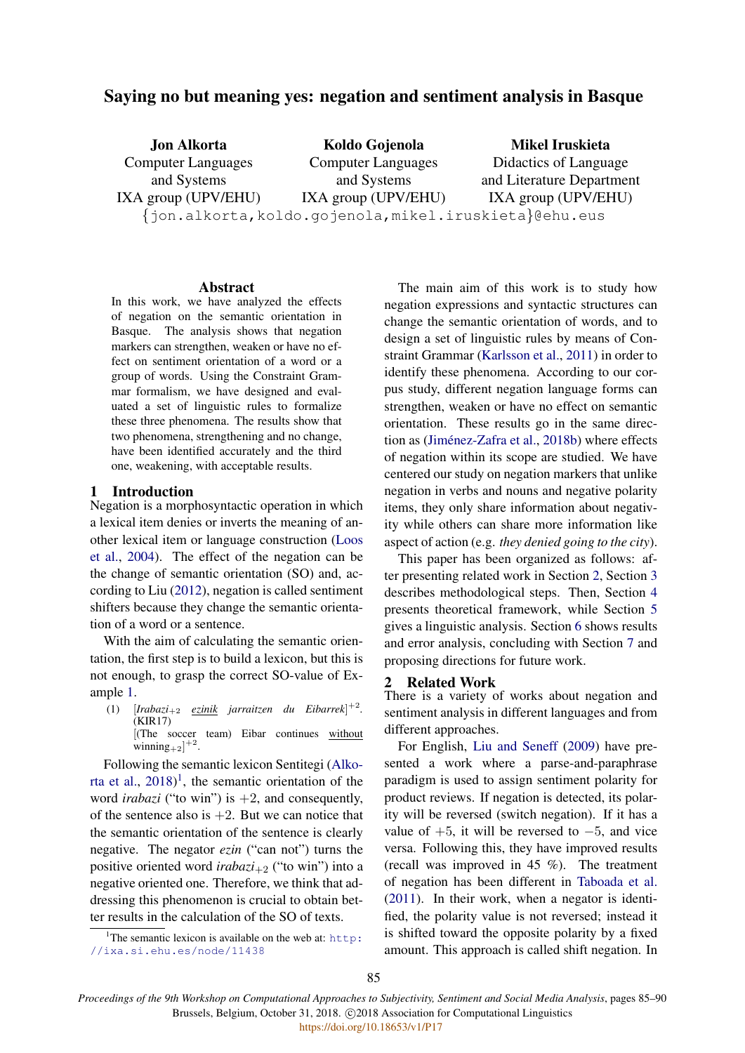# Saying no but meaning yes: negation and sentiment analysis in Basque

**Jon Alkorta**
Computer Languages and Systems
IXA group (UPV/EHU)

**Koldo Gojenola**
Computer Languages and Systems
IXA group (UPV/EHU)

**Mikel Iruskieta**
Didactics of Language and Literature Department
IXA group (UPV/EHU)

{jon.alkorta,koldo.gojenola,mikel.iruskieta}@ehu.eus

## Abstract

In this work, we have analyzed the effects of negation on the semantic orientation in Basque. The analysis shows that negation markers can strengthen, weaken or have no effect on sentiment orientation of a word or a group of words. Using the Constraint Grammar formalism, we have designed and evaluated a set of linguistic rules to formalize these three phenomena. The results show that two phenomena, strengthening and no change, have been identified accurately and the third one, weakening, with acceptable results.

## 1 Introduction

Negation is a morphosyntactic operation in which a lexical item denies or inverts the meaning of another lexical item or language construction (Loos et al., 2004). The effect of the negation can be the change of semantic orientation (SO) and, according to Liu (2012), negation is called sentiment shifters because they change the semantic orientation of a word or a sentence.

With the aim of calculating the semantic orientation, the first step is to build a lexicon, but this is not enough, to grasp the correct SO-value of Example 1.

(1) [*Irabazi*$_{+2}$ <u>*ezinik*</u> *jarraitzen du Eibarrek*]$^{+2}$. (KIR17)
[(The soccer team) Eibar continues <u>without</u> winning$_{+2}$]$^{+2}$.

Following the semantic lexicon Sentitegi (Alkorta et al., 2018)[1], the semantic orientation of the word *irabazi* ("to win") is $+2$, and consequently, of the sentence also is $+2$. But we can notice that the semantic orientation of the sentence is clearly negative. The negator *ezin* ("can not") turns the positive oriented word *irabazi*$_{+2}$ ("to win") into a negative oriented one. Therefore, we think that addressing this phenomenon is crucial to obtain better results in the calculation of the SO of texts.

[1] The semantic lexicon is available on the web at: http://ixa.si.ehu.es/node/11438

The main aim of this work is to study how negation expressions and syntactic structures can change the semantic orientation of words, and to design a set of linguistic rules by means of Constraint Grammar (Karlsson et al., 2011) in order to identify these phenomena. According to our corpus study, different negation language forms can strengthen, weaken or have no effect on semantic orientation. These results go in the same direction as (Jiménez-Zafra et al., 2018b) where effects of negation within its scope are studied. We have centered our study on negation markers that unlike negation in verbs and nouns and negative polarity items, they only share information about negativity while others can share more information like aspect of action (e.g. *they denied going to the city*).

This paper has been organized as follows: after presenting related work in Section 2, Section 3 describes methodological steps. Then, Section 4 presents theoretical framework, while Section 5 gives a linguistic analysis. Section 6 shows results and error analysis, concluding with Section 7 and proposing directions for future work.

## 2 Related Work

There is a variety of works about negation and sentiment analysis in different languages and from different approaches.

For English, Liu and Seneff (2009) have presented a work where a parse-and-paraphrase paradigm is used to assign sentiment polarity for product reviews. If negation is detected, its polarity will be reversed (switch negation). If it has a value of $+5$, it will be reversed to $-5$, and vice versa. Following this, they have improved results (recall was improved in 45 %). The treatment of negation has been different in Taboada et al. (2011). In their work, when a negator is identified, the polarity value is not reversed; instead it is shifted toward the opposite polarity by a fixed amount. This approach is called shift negation. In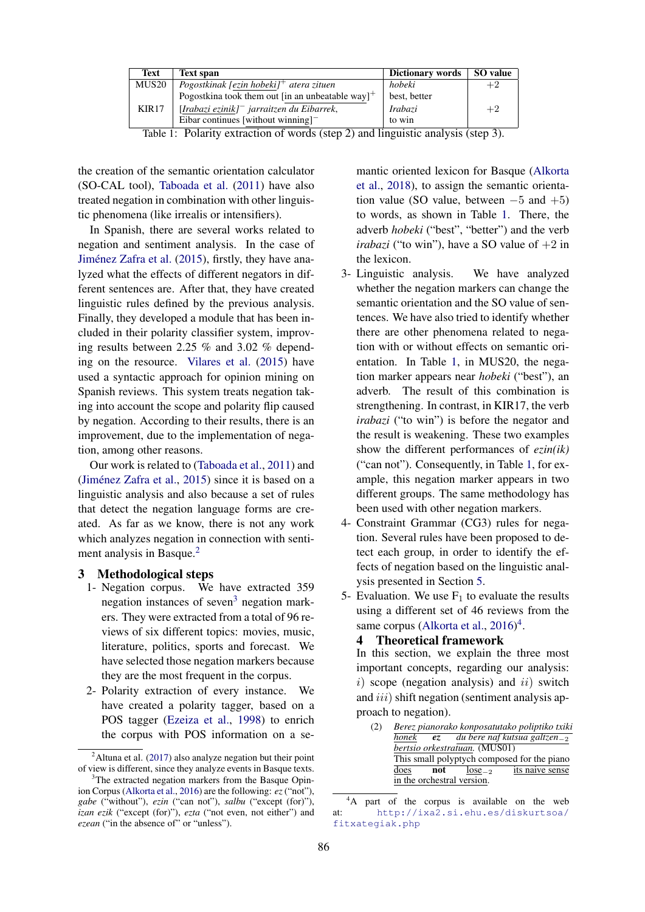| Text | Text span | Dictionary words | SO value |
|---|---|---|---|
| MUS20 | *Pogostkinak [ezin hobeki]*$^{+}$ *atera zituen* | *hobeki* | $+2$ |
| | Pogostkina took them out [in an unbeatable way]$^{+}$ | best, better | |
| KIR17 | *[Irabazi ezinik]*$^{-}$ *jarraitzen du Eibarrek,* | *Irabazi* | $+2$ |
| | Eibar continues [without winning]$^{-}$ | to win | |

Table 1: Polarity extraction of words (step 2) and linguistic analysis (step 3).

the creation of the semantic orientation calculator (SO-CAL tool), Taboada et al. (2011) have also treated negation in combination with other linguistic phenomena (like irrealis or intensifiers).

In Spanish, there are several works related to negation and sentiment analysis. In the case of Jiménez Zafra et al. (2015), firstly, they have analyzed what the effects of different negators in different sentences are. After that, they have created linguistic rules defined by the previous analysis. Finally, they developed a module that has been included in their polarity classifier system, improving results between 2.25 % and 3.02 % depending on the resource. Vilares et al. (2015) have used a syntactic approach for opinion mining on Spanish reviews. This system treats negation taking into account the scope and polarity flip caused by negation. According to their results, there is an improvement, due to the implementation of negation, among other reasons.

Our work is related to (Taboada et al., 2011) and (Jiménez Zafra et al., 2015) since it is based on a linguistic analysis and also because a set of rules that detect the negation language forms are created. As far as we know, there is not any work which analyzes negation in connection with sentiment analysis in Basque.[2]

## 3 Methodological steps

1- Negation corpus. We have extracted 359 negation instances of seven[3] negation markers. They were extracted from a total of 96 reviews of six different topics: movies, music, literature, politics, sports and forecast. We have selected those negation markers because they are the most frequent in the corpus.

2- Polarity extraction of every instance. We have created a polarity tagger, based on a POS tagger (Ezeiza et al., 1998) to enrich the corpus with POS information on a semantic oriented lexicon for Basque (Alkorta et al., 2018), to assign the semantic orientation value (SO value, between $-5$ and $+5$) to words, as shown in Table 1. There, the adverb *hobeki* ("best", "better") and the verb *irabazi* ("to win"), have a SO value of $+2$ in the lexicon.

3- Linguistic analysis. We have analyzed whether the negation markers can change the semantic orientation and the SO value of sentences. We have also tried to identify whether there are other phenomena related to negation with or without effects on semantic orientation. In Table 1, in MUS20, the negation marker appears near *hobeki* ("best"), an adverb. The result of this combination is strengthening. In contrast, in KIR17, the verb *irabazi* ("to win") is before the negator and the result is weakening. These two examples show the different performances of *ezin(ik)* ("can not"). Consequently, in Table 1, for example, this negation marker appears in two different groups. The same methodology has been used with other negation markers.

4- Constraint Grammar (CG3) rules for negation. Several rules have been proposed to detect each group, in order to identify the effects of negation based on the linguistic analysis presented in Section 5.

5- Evaluation. We use $F_1$ to evaluate the results using a different set of 46 reviews from the same corpus (Alkorta et al., 2016)[4].

## 4 Theoretical framework

In this section, we explain the three most important concepts, regarding our analysis: $i)$ scope (negation analysis) and $ii)$ switch and $iii)$ shift negation (sentiment analysis approach to negation).

(2) *Berez pianorako konposatutako poliptiko txiki honek* ***ez*** *du bere naf kutsua galtzen*$_{-2}$ *bertsio orkestratuan.* (MUS01)
This small polyptych composed for the piano does **not** lose$_{-2}$ its naive sense in the orchestral version.

[2] Altuna et al. (2017) also analyze negation but their point of view is different, since they analyze events in Basque texts.

[3] The extracted negation markers from the Basque Opinion Corpus (Alkorta et al., 2016) are the following: *ez* ("not"), *gabe* ("without"), *ezin* ("can not"), *salbu* ("except (for)"), *izan ezik* ("except (for)"), *ezta* ("not even, not either") and *ezean* ("in the absence of" or "unless").

[4] A part of the corpus is available on the web at: http://ixa2.si.ehu.es/diskurtsoa/fitxategiak.php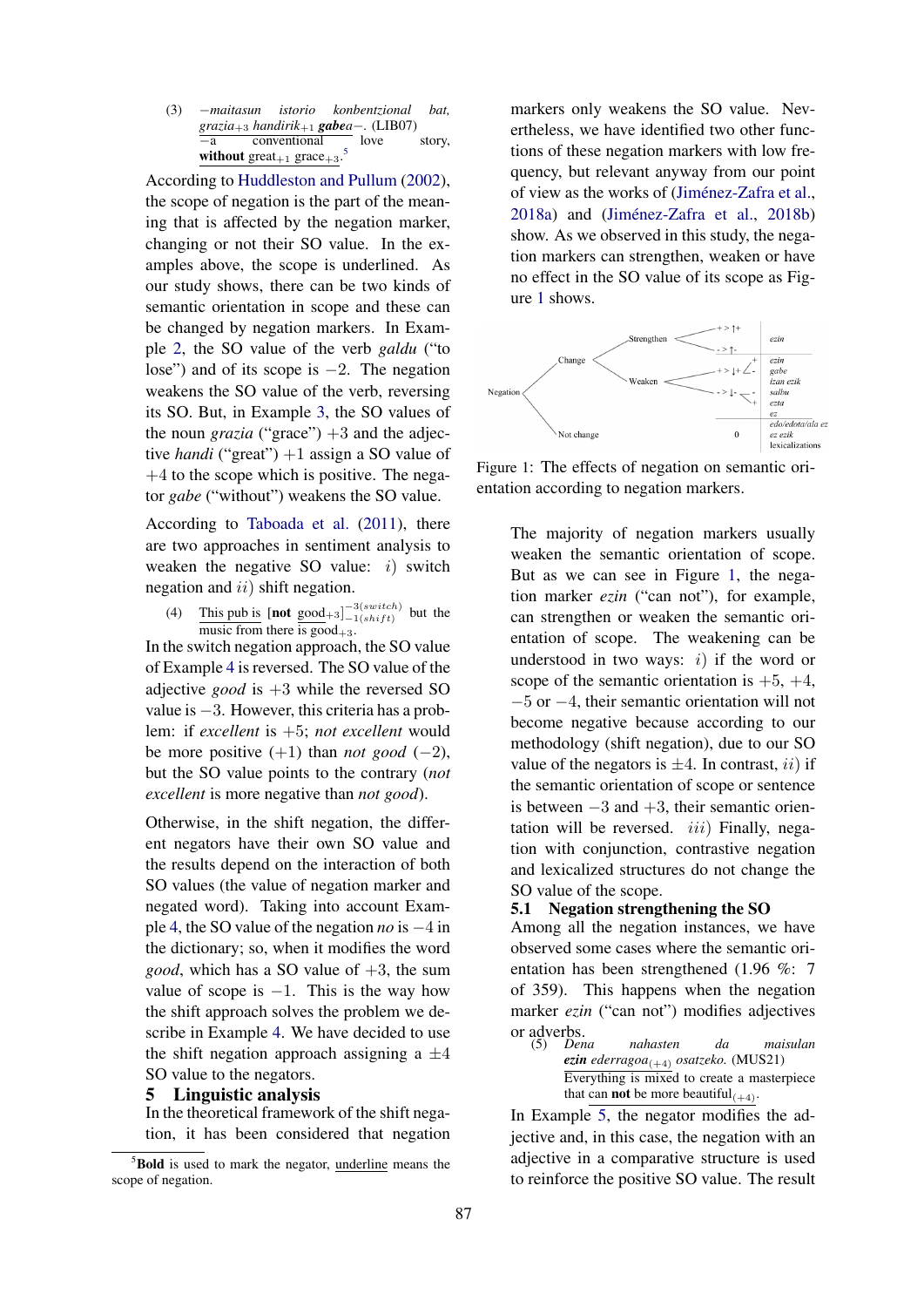(3) *−maitasun istorio konbentzional bat, grazia*$_{+3}$ *handirik*$_{+1}$ ***gabea***−. (LIB07)
−a conventional love story, **without** great$_{+1}$ grace$_{+3}$.[5]

According to Huddleston and Pullum (2002), the scope of negation is the part of the meaning that is affected by the negation marker, changing or not their SO value. In the examples above, the scope is underlined. As our study shows, there can be two kinds of semantic orientation in scope and these can be changed by negation markers. In Example 2, the SO value of the verb *galdu* ("to lose") and of its scope is −2. The negation weakens the SO value of the verb, reversing its SO. But, in Example 3, the SO values of the noun *grazia* ("grace") +3 and the adjective *handi* ("great") +1 assign a SO value of +4 to the scope which is positive. The negator *gabe* ("without") weakens the SO value.

According to Taboada et al. (2011), there are two approaches in sentiment analysis to weaken the negative SO value: $i)$ switch negation and $ii)$ shift negation.

(4) This pub is [**not** good$_{+3}$]$^{-3(switch)}_{-1(shift)}$ but the music from there is good$_{+3}$.

In the switch negation approach, the SO value of Example 4 is reversed. The SO value of the adjective *good* is +3 while the reversed SO value is −3. However, this criteria has a problem: if *excellent* is +5; *not excellent* would be more positive (+1) than *not good* (−2), but the SO value points to the contrary (*not excellent* is more negative than *not good*).

Otherwise, in the shift negation, the different negators have their own SO value and the results depend on the interaction of both SO values (the value of negation marker and negated word). Taking into account Example 4, the SO value of the negation *no* is −4 in the dictionary; so, when it modifies the word *good*, which has a SO value of +3, the sum value of scope is −1. This is the way how the shift approach solves the problem we describe in Example 4. We have decided to use the shift negation approach assigning a ±4 SO value to the negators.

## 5 Linguistic analysis

In the theoretical framework of the shift negation, it has been considered that negation markers only weakens the SO value. Nevertheless, we have identified two other functions of these negation markers with low frequency, but relevant anyway from our point of view as the works of (Jiménez-Zafra et al., 2018a) and (Jiménez-Zafra et al., 2018b) show. As we observed in this study, the negation markers can strengthen, weaken or have no effect in the SO value of its scope as Figure 1 shows.

Figure 1: The effects of negation on semantic orientation according to negation markers.

The majority of negation markers usually weaken the semantic orientation of scope. But as we can see in Figure 1, the negation marker *ezin* ("can not"), for example, can strengthen or weaken the semantic orientation of scope. The weakening can be understood in two ways: $i)$ if the word or scope of the semantic orientation is +5, +4, −5 or −4, their semantic orientation will not become negative because according to our methodology (shift negation), due to our SO value of the negators is ±4. In contrast, $ii)$ if the semantic orientation of scope or sentence is between −3 and +3, their semantic orientation will be reversed. $iii)$ Finally, negation with conjunction, contrastive negation and lexicalized structures do not change the SO value of the scope.

### 5.1 Negation strengthening the SO

Among all the negation instances, we have observed some cases where the semantic orientation has been strengthened (1.96 %: 7 of 359). This happens when the negation marker *ezin* ("can not") modifies adjectives or adverbs.

(5) *Dena nahasten da maisulan* ***ezin*** *ederragoa*$_{(+4)}$ *osatzeko.* (MUS21)
Everything is mixed to create a masterpiece that can **not** be more beautiful$_{(+4)}$.

In Example 5, the negator modifies the adjective and, in this case, the negation with an adjective in a comparative structure is used to reinforce the positive SO value. The result

[5] **Bold** is used to mark the negator, underline means the scope of negation.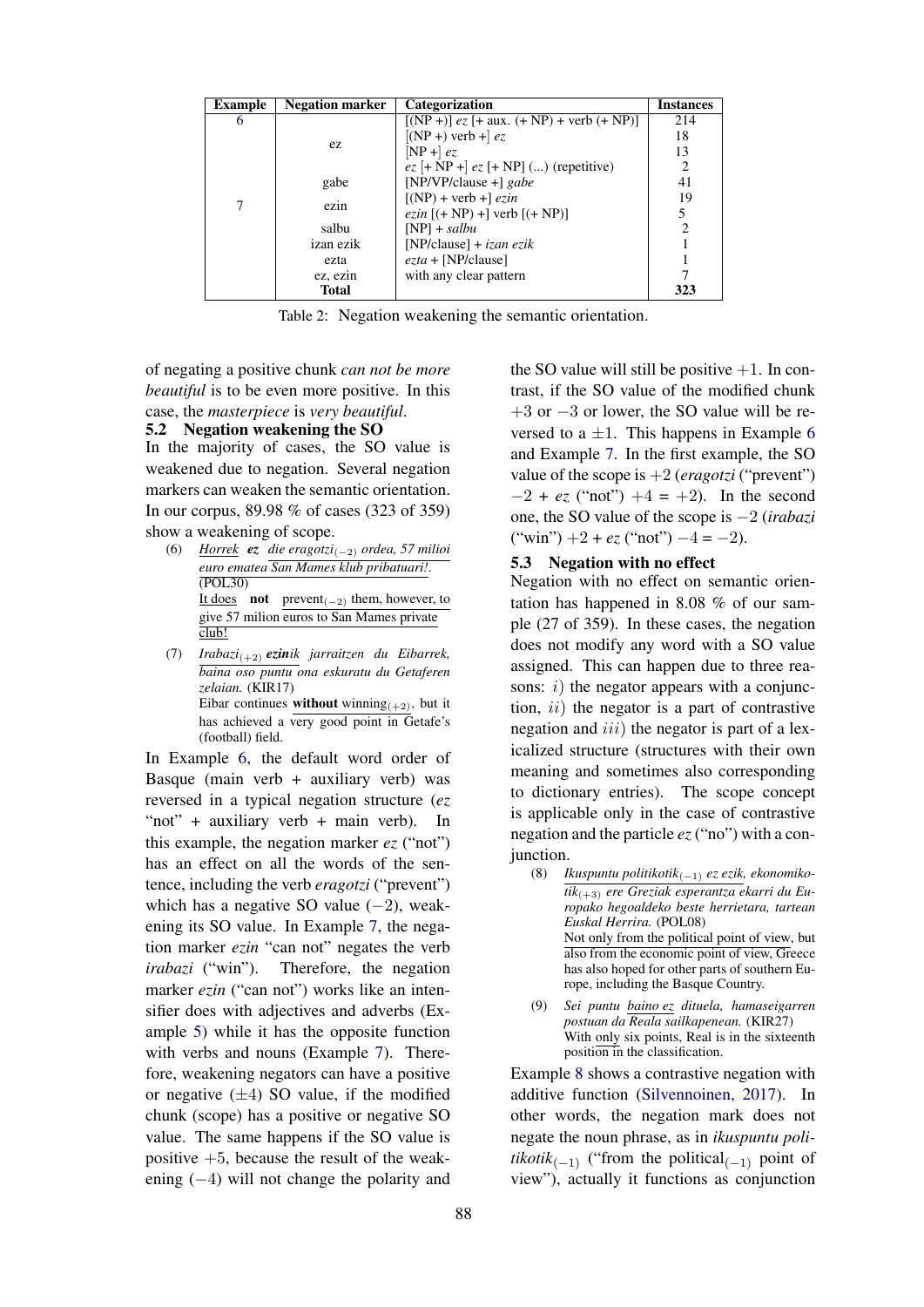| Example | Negation marker | Categorization | Instances |
|---|---|---|---|
| 6 | ez | [(NP +)] *ez* [+ aux. (+ NP) + verb (+ NP)] | 214 |
| | | [(NP +) verb +] *ez* | 18 |
| | | [NP +] *ez* | 13 |
| | | *ez* [+ NP +] *ez* [+ NP] (...) (repetitive) | 2 |
| | gabe | [NP/VP/clause +] *gabe* | 41 |
| 7 | ezin | [(NP) + verb +] *ezin* | 19 |
| | | *ezin* [(+ NP) + verb [(+ NP)] | 5 |
| | salbu | [NP] + *salbu* | 2 |
| | izan ezik | [NP/clause] + *izan ezik* | 1 |
| | ezta | *ezta* + [NP/clause] | 1 |
| | ez, ezin | with any clear pattern | 7 |
| | **Total** | | **323** |

Table 2: Negation weakening the semantic orientation.

of negating a positive chunk *can not be more beautiful* is to be even more positive. In this case, the *masterpiece* is *very beautiful*.

## 5.2 Negation weakening the SO

In the majority of cases, the SO value is weakened due to negation. Several negation markers can weaken the semantic orientation. In our corpus, 89.98 % of cases (323 of 359) show a weakening of scope.

(6) *Horrek* ***ez*** *die eragotzi$_{(-2)}$ ordea, 57 milioi euro ematea San Mames klub pribatuari!*. (POL30)
It does **not** prevent$_{(-2)}$ them, however, to give 57 milion euros to San Mames private club!

(7) *Irabazi$_{(+2)}$* ***ezin****ik jarraitzen du Eibarrek, baina oso puntu ona eskuratu du Getaferen zelaian.* (KIR17)
Eibar continues **without** winning$_{(+2)}$, but it has achieved a very good point in Getafe's (football) field.

In Example 6, the default word order of Basque (main verb + auxiliary verb) was reversed in a typical negation structure (*ez* "not" + auxiliary verb + main verb). In this example, the negation marker *ez* ("not") has an effect on all the words of the sentence, including the verb *eragotzi* ("prevent") which has a negative SO value ($-2$), weakening its SO value. In Example 7, the negation marker *ezin* "can not" negates the verb *irabazi* ("win"). Therefore, the negation marker *ezin* ("can not") works like an intensifier does with adjectives and adverbs (Example 5) while it has the opposite function with verbs and nouns (Example 7). Therefore, weakening negators can have a positive or negative ($\pm4$) SO value, if the modified chunk (scope) has a positive or negative SO value. The same happens if the SO value is positive $+5$, because the result of the weakening ($-4$) will not change the polarity and the SO value will still be positive $+1$. In contrast, if the SO value of the modified chunk $+3$ or $-3$ or lower, the SO value will be reversed to a $\pm1$. This happens in Example 6 and Example 7. In the first example, the SO value of the scope is $+2$ (*eragotzi* ("prevent") $-2$ + *ez* ("not") $+4 = +2$). In the second one, the SO value of the scope is $-2$ (*irabazi* ("win") $+2$ + *ez* ("not") $-4 = -2$).

## 5.3 Negation with no effect

Negation with no effect on semantic orientation has happened in 8.08 % of our sample (27 of 359). In these cases, the negation does not modify any word with a SO value assigned. This can happen due to three reasons: $i$) the negator appears with a conjunction, $ii$) the negator is a part of contrastive negation and $iii$) the negator is part of a lexicalized structure (structures with their own meaning and sometimes also corresponding to dictionary entries). The scope concept is applicable only in the case of contrastive negation and the particle *ez* ("no") with a conjunction.

(8) *Ikuspuntu politikotik$_{(-1)}$ ez ezik, ekonomikotik$_{(+3)}$ ere Greziak esperantza ekarri du Europako hegoaldeko beste herrietara, tartean Euskal Herrira.* (POL08)
Not only from the political point of view, but also from the economic point of view, Greece has also hoped for other parts of southern Europe, including the Basque Country.

(9) *Sei puntu baino ez dituela, hamaseigarren postuan da Reala sailkapenean.* (KIR27)
With only six points, Real is in the sixteenth position in the classification.

Example 8 shows a contrastive negation with additive function (Silvennoinen, 2017). In other words, the negation mark does not negate the noun phrase, as in *ikuspuntu politikotik$_{(-1)}$* ("from the political$_{(-1)}$ point of view"), actually it functions as conjunction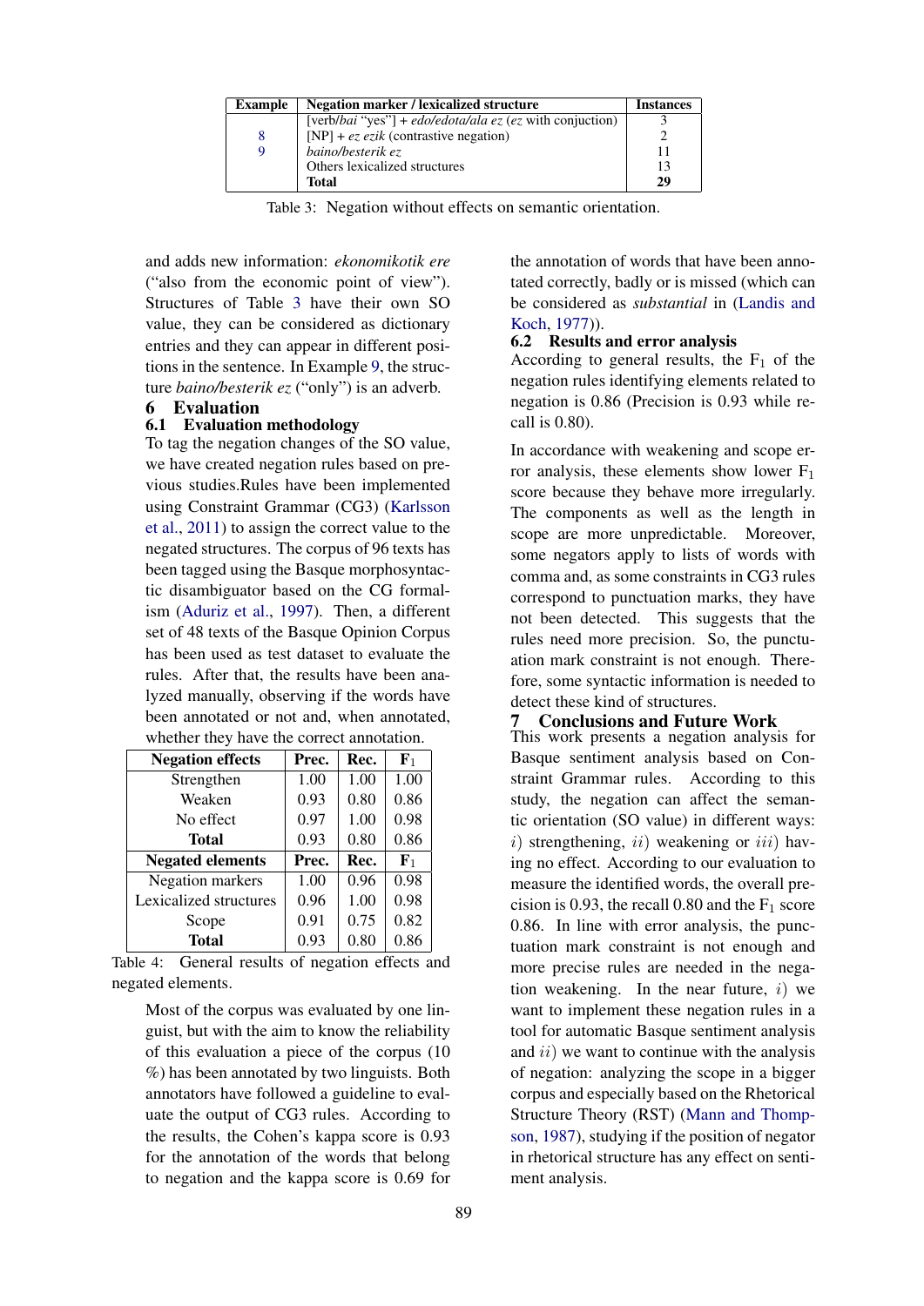| Example | Negation marker / lexicalized structure | Instances |
|---|---|---|
| | [verb/*bai* "yes"] + *edo/edota/ala ez* (*ez* with conjuction) | 3 |
| 8 | [NP] + *ez ezik* (contrastive negation) | 2 |
| 9 | *baino/besterik ez* | 11 |
| | Others lexicalized structures | 13 |
| | **Total** | **29** |

Table 3: Negation without effects on semantic orientation.

and adds new information: *ekonomikotik ere* ("also from the economic point of view"). Structures of Table 3 have their own SO value, they can be considered as dictionary entries and they can appear in different positions in the sentence. In Example 9, the structure *baino/besterik ez* ("only") is an adverb.

# 6 Evaluation

## 6.1 Evaluation methodology

To tag the negation changes of the SO value, we have created negation rules based on previous studies.Rules have been implemented using Constraint Grammar (CG3) (Karlsson et al., 2011) to assign the correct value to the negated structures. The corpus of 96 texts has been tagged using the Basque morphosyntactic disambiguator based on the CG formalism (Aduriz et al., 1997). Then, a different set of 48 texts of the Basque Opinion Corpus has been used as test dataset to evaluate the rules. After that, the results have been analyzed manually, observing if the words have been annotated or not and, when annotated, whether they have the correct annotation.

| Negation effects | Prec. | Rec. | $F_1$ |
|---|---|---|---|
| Strengthen | 1.00 | 1.00 | 1.00 |
| Weaken | 0.93 | 0.80 | 0.86 |
| No effect | 0.97 | 1.00 | 0.98 |
| **Total** | 0.93 | 0.80 | 0.86 |
| **Negated elements** | **Prec.** | **Rec.** | **$F_1$** |
| Negation markers | 1.00 | 0.96 | 0.98 |
| Lexicalized structures | 0.96 | 1.00 | 0.98 |
| Scope | 0.91 | 0.75 | 0.82 |
| **Total** | 0.93 | 0.80 | 0.86 |

Table 4: General results of negation effects and negated elements.

Most of the corpus was evaluated by one linguist, but with the aim to know the reliability of this evaluation a piece of the corpus (10 %) has been annotated by two linguists. Both annotators have followed a guideline to evaluate the output of CG3 rules. According to the results, the Cohen's kappa score is 0.93 for the annotation of the words that belong to negation and the kappa score is 0.69 for the annotation of words that have been annotated correctly, badly or is missed (which can be considered as *substantial* in (Landis and Koch, 1977)).

## 6.2 Results and error analysis

According to general results, the $F_1$ of the negation rules identifying elements related to negation is 0.86 (Precision is 0.93 while recall is 0.80).

In accordance with weakening and scope error analysis, these elements show lower $F_1$ score because they behave more irregularly. The components as well as the length in scope are more unpredictable. Moreover, some negators apply to lists of words with comma and, as some constraints in CG3 rules correspond to punctuation marks, they have not been detected. This suggests that the rules need more precision. So, the punctuation mark constraint is not enough. Therefore, some syntactic information is needed to detect these kind of structures.

# 7 Conclusions and Future Work

This work presents a negation analysis for Basque sentiment analysis based on Constraint Grammar rules. According to this study, the negation can affect the semantic orientation (SO value) in different ways: $i)$ strengthening, $ii)$ weakening or $iii)$ having no effect. According to our evaluation to measure the identified words, the overall precision is 0.93, the recall 0.80 and the $F_1$ score 0.86. In line with error analysis, the punctuation mark constraint is not enough and more precise rules are needed in the negation weakening. In the near future, $i)$ we want to implement these negation rules in a tool for automatic Basque sentiment analysis and $ii)$ we want to continue with the analysis of negation: analyzing the scope in a bigger corpus and especially based on the Rhetorical Structure Theory (RST) (Mann and Thompson, 1987), studying if the position of negator in rhetorical structure has any effect on sentiment analysis.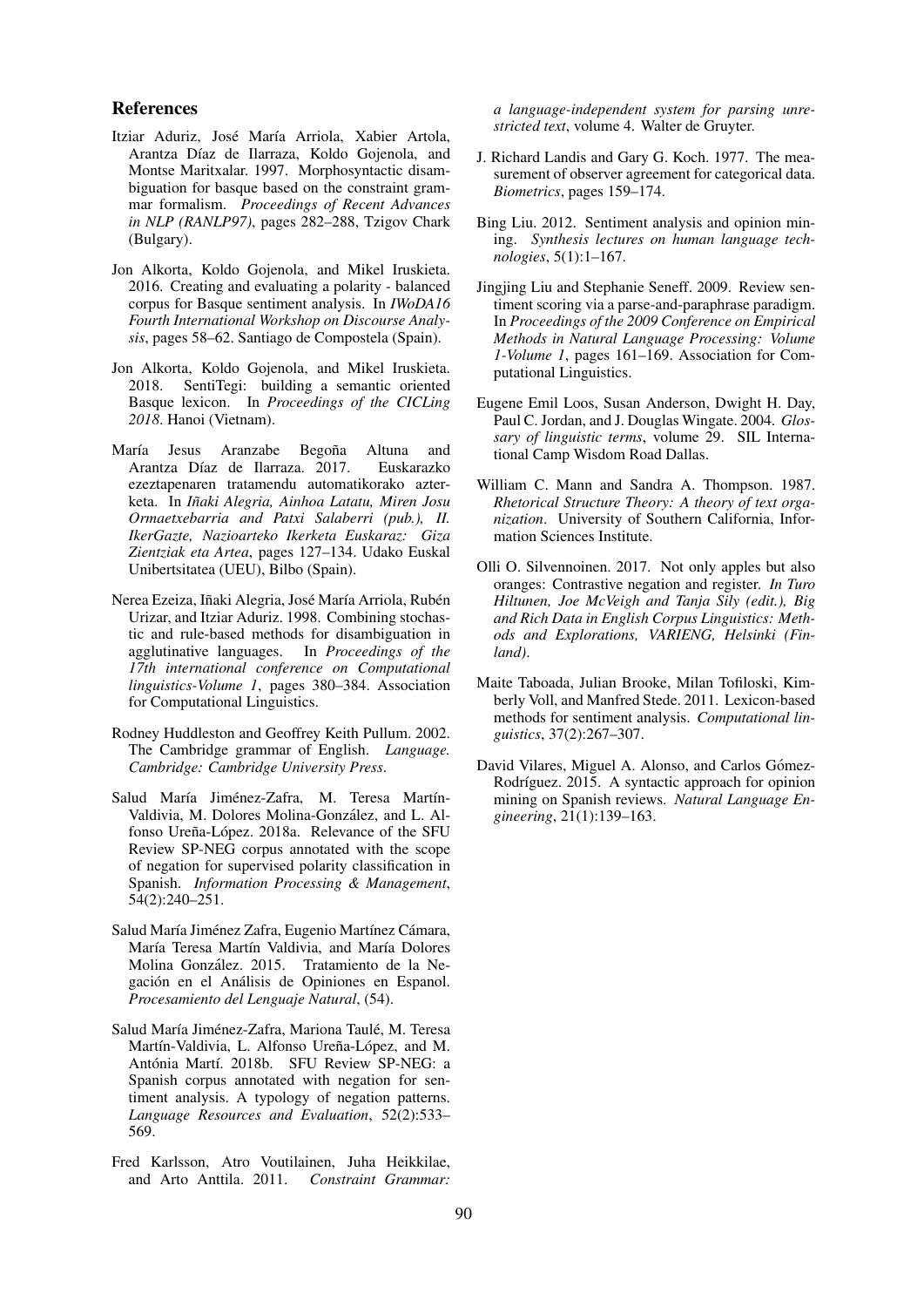## References

Itziar Aduriz, José María Arriola, Xabier Artola, Arantza Díaz de Ilarraza, Koldo Gojenola, and Montse Maritxalar. 1997. Morphosyntactic disambiguation for basque based on the constraint grammar formalism. *Proceedings of Recent Advances in NLP (RANLP97)*, pages 282–288, Tzigov Chark (Bulgary).

Jon Alkorta, Koldo Gojenola, and Mikel Iruskieta. 2016. Creating and evaluating a polarity - balanced corpus for Basque sentiment analysis. In *IWoDA16 Fourth International Workshop on Discourse Analysis*, pages 58–62. Santiago de Compostela (Spain).

Jon Alkorta, Koldo Gojenola, and Mikel Iruskieta. 2018. SentiTegi: building a semantic oriented Basque lexicon. In *Proceedings of the CICLing 2018*. Hanoi (Vietnam).

María Jesus Aranzabe Begoña Altuna and Arantza Díaz de Ilarraza. 2017. Euskarazko ezeztapenaren tratamendu automatikorako azterketa. In *Iñaki Alegria, Ainhoa Latatu, Miren Josu Ormaetxebarria and Patxi Salaberri (pub.), II. IkerGazte, Nazioarteko Ikerketa Euskaraz: Giza Zientziak eta Artea*, pages 127–134. Udako Euskal Unibertsitatea (UEU), Bilbo (Spain).

Nerea Ezeiza, Iñaki Alegria, José María Arriola, Rubén Urizar, and Itziar Aduriz. 1998. Combining stochastic and rule-based methods for disambiguation in agglutinative languages. In *Proceedings of the 17th international conference on Computational linguistics-Volume 1*, pages 380–384. Association for Computational Linguistics.

Rodney Huddleston and Geoffrey Keith Pullum. 2002. The Cambridge grammar of English. *Language. Cambridge: Cambridge University Press*.

Salud María Jiménez-Zafra, M. Teresa Martín-Valdivia, M. Dolores Molina-González, and L. Alfonso Ureña-López. 2018a. Relevance of the SFU Review SP-NEG corpus annotated with the scope of negation for supervised polarity classification in Spanish. *Information Processing & Management*, 54(2):240–251.

Salud María Jiménez Zafra, Eugenio Martínez Cámara, María Teresa Martín Valdivia, and María Dolores Molina González. 2015. Tratamiento de la Negación en el Análisis de Opiniones en Espanol. *Procesamiento del Lenguaje Natural*, (54).

Salud María Jiménez-Zafra, Mariona Taulé, M. Teresa Martín-Valdivia, L. Alfonso Ureña-López, and M. Antónia Martí. 2018b. SFU Review SP-NEG: a Spanish corpus annotated with negation for sentiment analysis. A typology of negation patterns. *Language Resources and Evaluation*, 52(2):533–569.

Fred Karlsson, Atro Voutilainen, Juha Heikkilae, and Arto Anttila. 2011. *Constraint Grammar: a language-independent system for parsing unrestricted text*, volume 4. Walter de Gruyter.

J. Richard Landis and Gary G. Koch. 1977. The measurement of observer agreement for categorical data. *Biometrics*, pages 159–174.

Bing Liu. 2012. Sentiment analysis and opinion mining. *Synthesis lectures on human language technologies*, 5(1):1–167.

Jingjing Liu and Stephanie Seneff. 2009. Review sentiment scoring via a parse-and-paraphrase paradigm. In *Proceedings of the 2009 Conference on Empirical Methods in Natural Language Processing: Volume 1-Volume 1*, pages 161–169. Association for Computational Linguistics.

Eugene Emil Loos, Susan Anderson, Dwight H. Day, Paul C. Jordan, and J. Douglas Wingate. 2004. *Glossary of linguistic terms*, volume 29. SIL International Camp Wisdom Road Dallas.

William C. Mann and Sandra A. Thompson. 1987. *Rhetorical Structure Theory: A theory of text organization*. University of Southern California, Information Sciences Institute.

Olli O. Silvennoinen. 2017. Not only apples but also oranges: Contrastive negation and register. *In Turo Hiltunen, Joe McVeigh and Tanja Sily (edit.), Big and Rich Data in English Corpus Linguistics: Methods and Explorations, VARIENG, Helsinki (Finland)*.

Maite Taboada, Julian Brooke, Milan Tofiloski, Kimberly Voll, and Manfred Stede. 2011. Lexicon-based methods for sentiment analysis. *Computational linguistics*, 37(2):267–307.

David Vilares, Miguel A. Alonso, and Carlos Gómez-Rodríguez. 2015. A syntactic approach for opinion mining on Spanish reviews. *Natural Language Engineering*, 21(1):139–163.